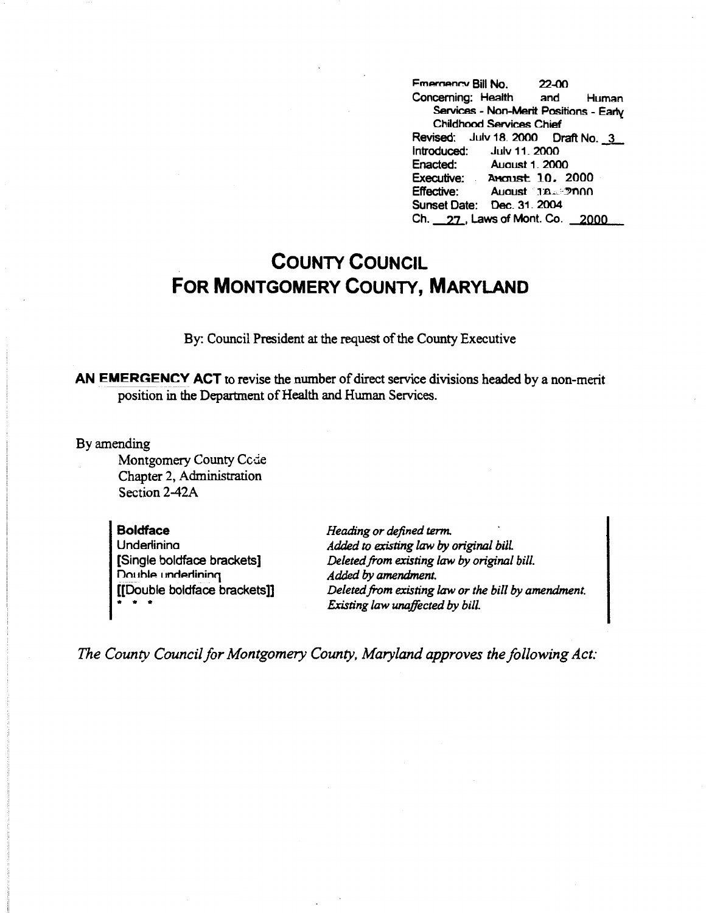Emergency Bill No. 22-00
Concerning: Health and Human Services - Non-Merit Positions - Early Childhood Services Chief
Revised: July 18, 2000 Draft No. 3
Introduced: July 11, 2000
Enacted: August 1, 2000
Executive: August 10, 2000
Effective: August 10, 2000
Sunset Date: Dec. 31, 2004
Ch. 27, Laws of Mont. Co. 2000

# COUNTY COUNCIL
# FOR MONTGOMERY COUNTY, MARYLAND

By: Council President at the request of the County Executive

**AN EMERGENCY ACT** to revise the number of direct service divisions headed by a non-merit position in the Department of Health and Human Services.

By amending
Montgomery County Code
Chapter 2, Administration
Section 2-42A

| | |
|---|---|
| **Boldface** | *Heading or defined term.* |
| Underlining | *Added to existing law by original bill.* |
| [Single boldface brackets] | *Deleted from existing law by original bill.* |
| Double underlining | *Added by amendment.* |
| [[Double boldface brackets]] | *Deleted from existing law or the bill by amendment.* |
| * * * | *Existing law unaffected by bill.* |

*The County Council for Montgomery County, Maryland approves the following Act:*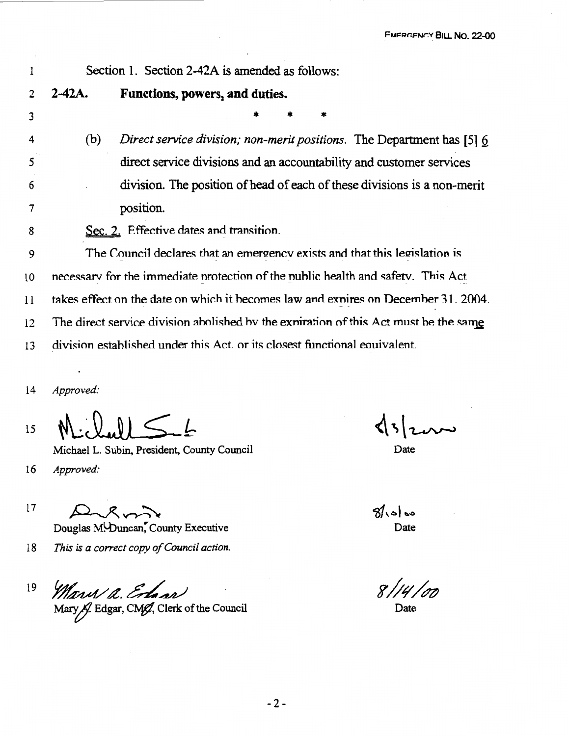Section 1. Section 2-42A is amended as follows:

**2-42A. Functions, powers, and duties.**

\* \* \*

(b) *Direct service division; non-merit positions.* The Department has [5] <u>6</u> direct service divisions and an accountability and customer services division. The position of head of each of these divisions is a non-merit position.

<u>Sec. 2. Effective dates and transition.</u>

<u>The Council declares that an emergency exists and that this legislation is necessary for the immediate protection of the public health and safety. This Act takes effect on the date on which it becomes law and expires on December 31, 2004. The direct service division abolished by the expiration of this Act must be the same division established under this Act, or its closest functional equivalent.</u>

*Approved:*

Michael L. Subin, President, County Council — Date: 8/3/2000

*Approved:*

Douglas M. Duncan, County Executive — Date: 8/10/00

*This is a correct copy of Council action.*

Mary A. Edgar, CMC, Clerk of the Council — Date: 8/14/00